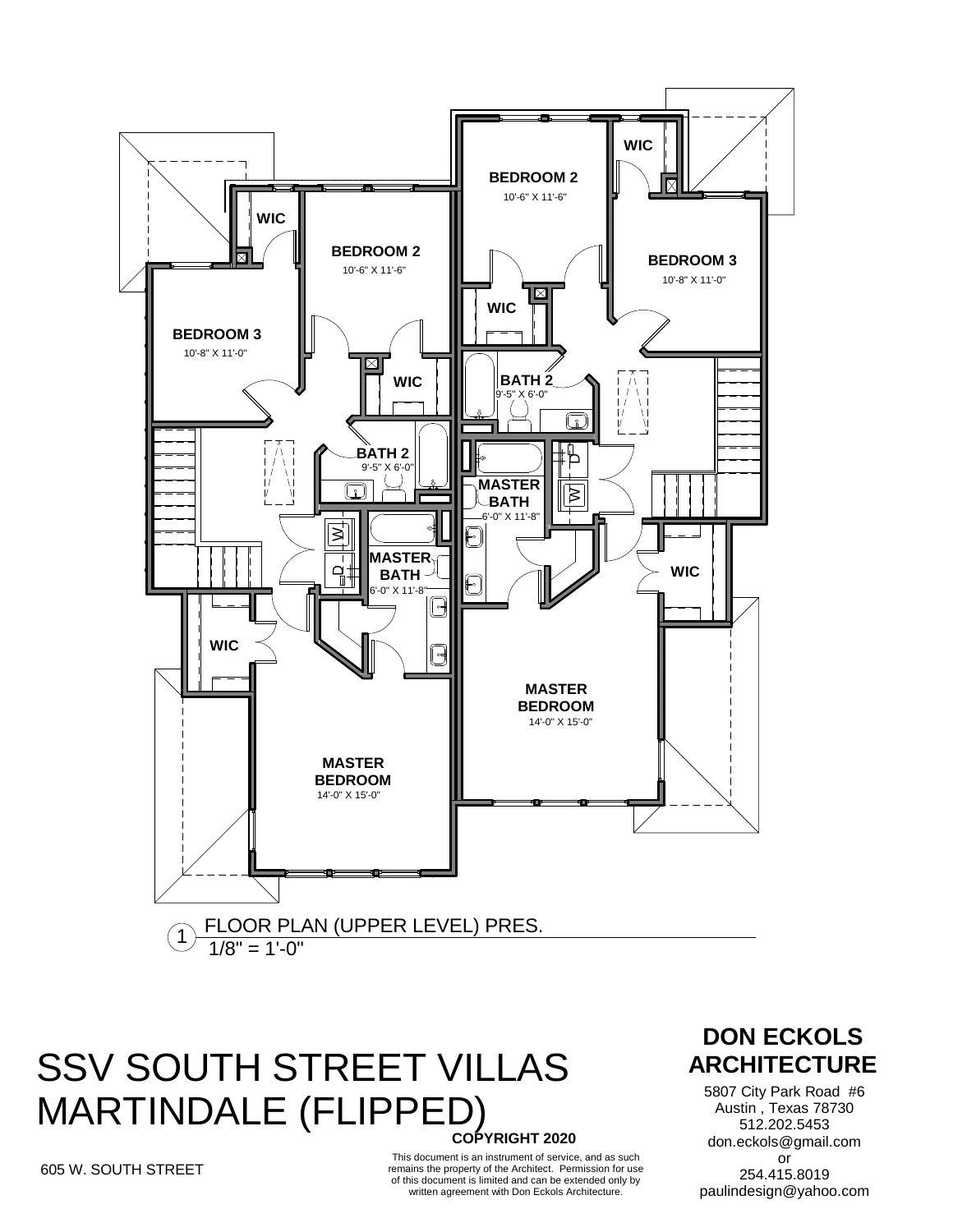WIC

BEDROOM 2
10'-6" X 11'-6"

WIC

BEDROOM 3
10'-8" X 11'-0"

WIC

BATH 2
9'-5" X 6'-0"

MASTER BATH
6'-0" X 11'-8"

WIC

MASTER BEDROOM
14'-0" X 15'-0"

WIC

BEDROOM 2
10'-6" X 11'-6"

WIC

BEDROOM 3
10'-8" X 11'-0"

BATH 2
9'-5" X 6'-0"

MASTER BATH
6'-0" X 11'-8"

WIC

MASTER BEDROOM
14'-0" X 15'-0"

1 FLOOR PLAN (UPPER LEVEL) PRES.
1/8" = 1'-0"

# SSV SOUTH STREET VILLAS MARTINDALE (FLIPPED)

605 W. SOUTH STREET

**COPYRIGHT 2020**

This document is an instrument of service, and as such remains the property of the Architect. Permission for use of this document is limited and can be extended only by written agreement with Don Eckols Architecture.

## DON ECKOLS ARCHITECTURE

5807 City Park Road #6
Austin , Texas 78730
512.202.5453
don.eckols@gmail.com
or
254.415.8019
paulindesign@yahoo.com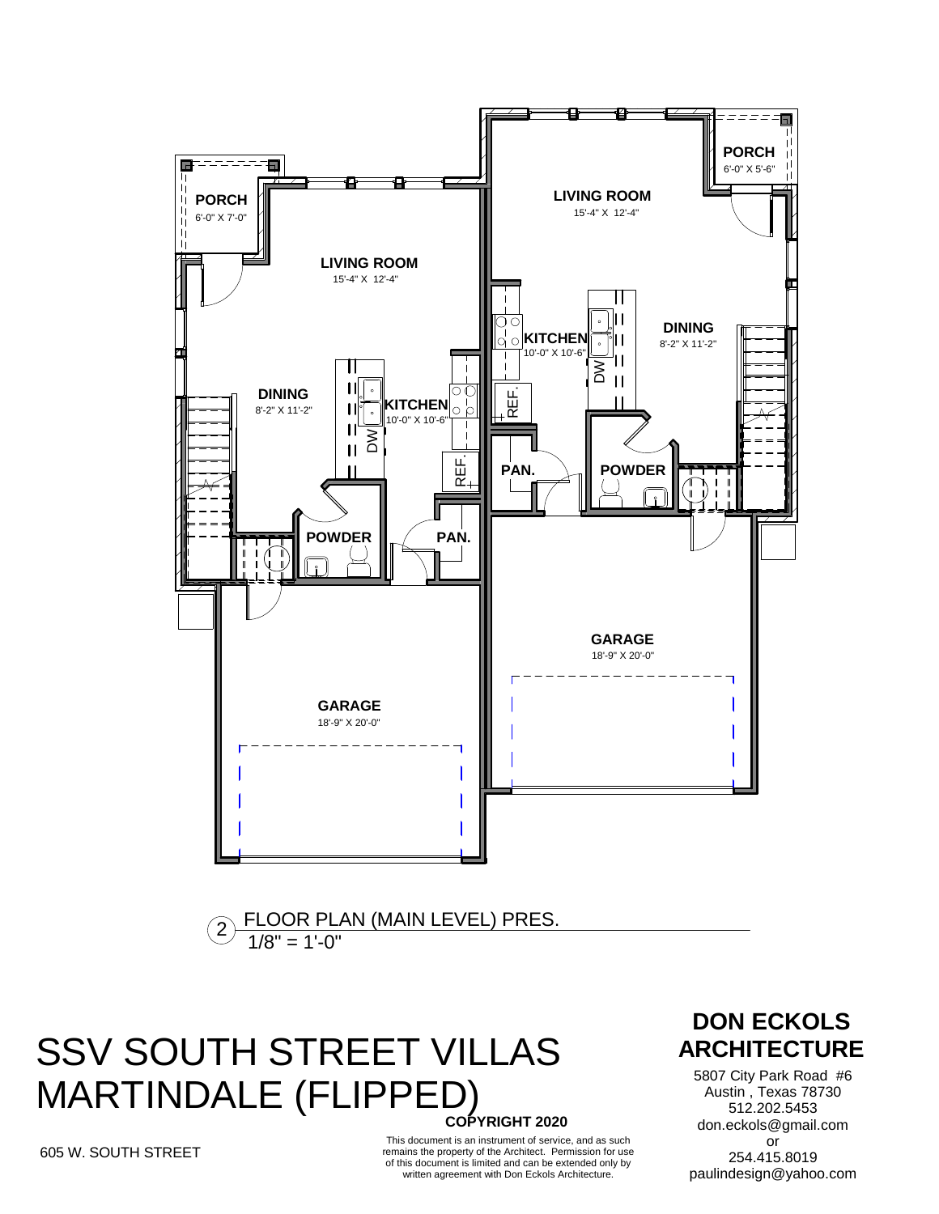PORCH
6'-0" X 7'-0"

LIVING ROOM
15'-4" X 12'-4"

DINING
8'-2" X 11'-2"

KITCHEN
10'-0" X 10'-6"

DW

REF.

POWDER

PAN.

GARAGE
18'-9" X 20'-0"

LIVING ROOM
15'-4" X 12'-4"

PORCH
6'-0" X 5'-6"

KITCHEN
10'-0" X 10'-6"

DINING
8'-2" X 11'-2"

DW

REF.

PAN.

POWDER

GARAGE
18'-9" X 20'-0"

2 FLOOR PLAN (MAIN LEVEL) PRES.
1/8" = 1'-0"

# SSV SOUTH STREET VILLAS MARTINDALE (FLIPPED)

605 W. SOUTH STREET

**COPYRIGHT 2020**

This document is an instrument of service, and as such remains the property of the Architect. Permission for use of this document is limited and can be extended only by written agreement with Don Eckols Architecture.

## DON ECKOLS ARCHITECTURE

5807 City Park Road #6
Austin , Texas 78730
512.202.5453
don.eckols@gmail.com
or
254.415.8019
paulindesign@yahoo.com